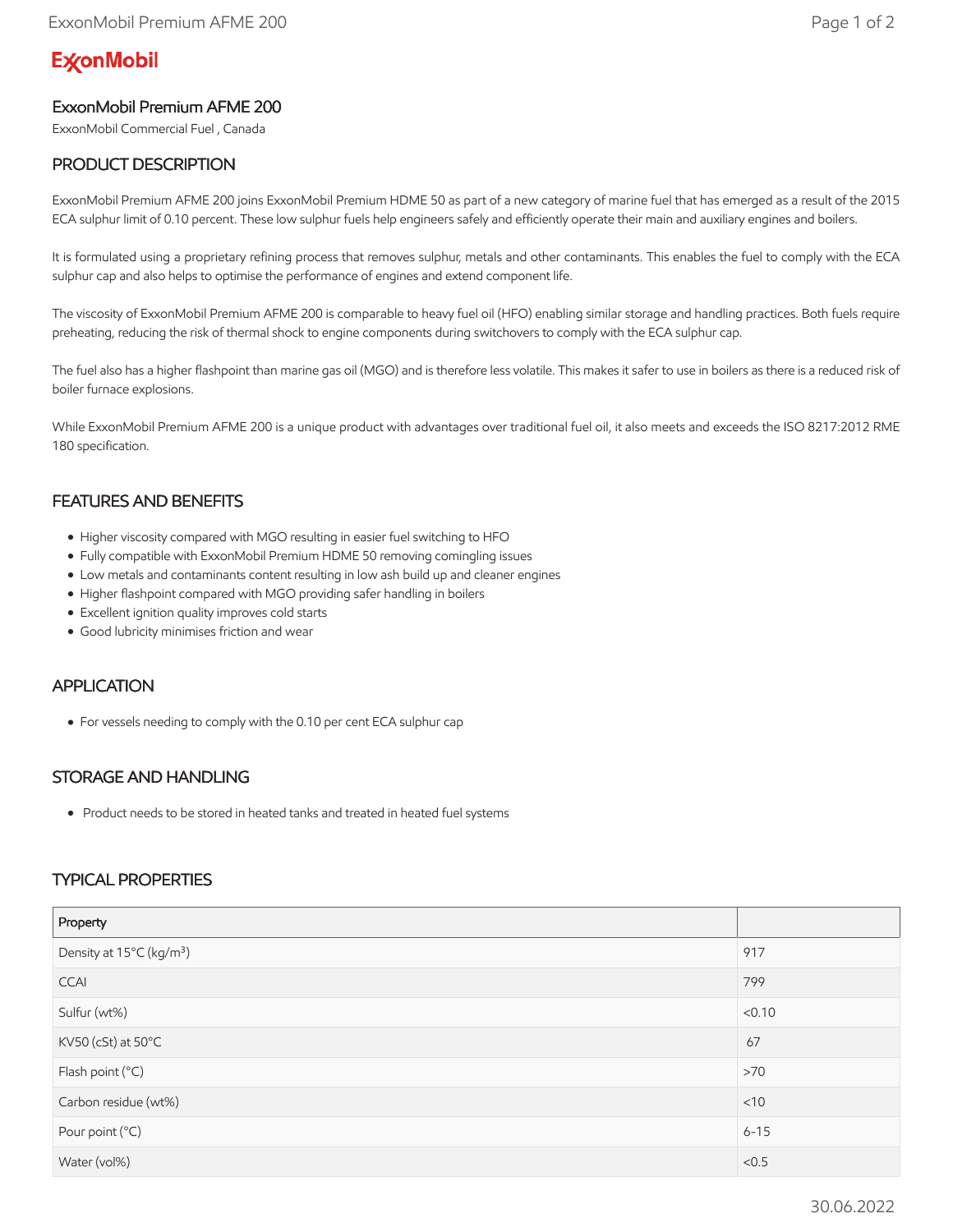# ExxonMobil

## ExxonMobil Premium AFME 200

ExxonMobil Commercial Fuel , Canada

## PRODUCT DESCRIPTION

ExxonMobil Premium AFME 200 joins ExxonMobil Premium HDME 50 as part of a new category of marine fuel that has emerged as a result of the 2015 ECA sulphur limit of 0.10 percent. These low sulphur fuels help engineers safely and efficiently operate their main and auxiliary engines and boilers.

It is formulated using a proprietary refining process that removes sulphur, metals and other contaminants. This enables the fuel to comply with the ECA sulphur cap and also helps to optimise the performance of engines and extend component life.

The viscosity of ExxonMobil Premium AFME 200 is comparable to heavy fuel oil (HFO) enabling similar storage and handling practices. Both fuels require preheating, reducing the risk of thermal shock to engine components during switchovers to comply with the ECA sulphur cap.

The fuel also has a higher flashpoint than marine gas oil (MGO) and is therefore less volatile. This makes it safer to use in boilers as there is a reduced risk of boiler furnace explosions.

While ExxonMobil Premium AFME 200 is a unique product with advantages over traditional fuel oil, it also meets and exceeds the ISO 8217:2012 RME 180 specification.

## FEATURES AND BENEFITS

- Higher viscosity compared with MGO resulting in easier fuel switching to HFO
- Fully compatible with ExxonMobil Premium HDME 50 removing comingling issues
- Low metals and contaminants content resulting in low ash build up and cleaner engines
- Higher flashpoint compared with MGO providing safer handling in boilers
- Excellent ignition quality improves cold starts
- Good lubricity minimises friction and wear

## APPLICATION

- For vessels needing to comply with the 0.10 per cent ECA sulphur cap

## STORAGE AND HANDLING

- Product needs to be stored in heated tanks and treated in heated fuel systems

## TYPICAL PROPERTIES

| Property | |
|---|---|
| Density at 15°C (kg/m$^3$) | 917 |
| CCAI | 799 |
| Sulfur (wt%) | <0.10 |
| KV50 (cSt) at 50°C | 67 |
| Flash point (°C) | >70 |
| Carbon residue (wt%) | <10 |
| Pour point (°C) | 6-15 |
| Water (vol%) | <0.5 |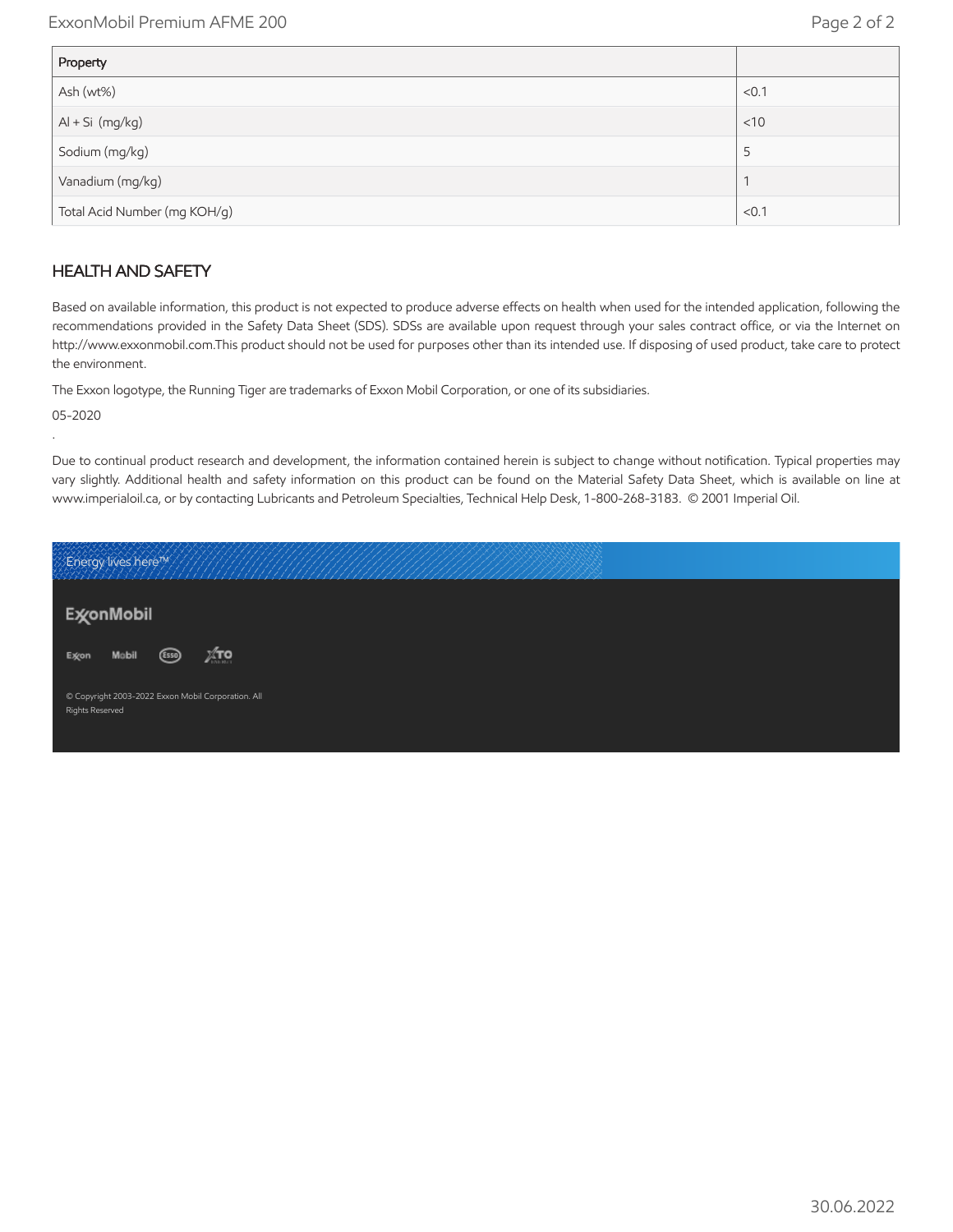| Property | |
|---|---|
| Ash (wt%) | <0.1 |
| Al + Si (mg/kg) | <10 |
| Sodium (mg/kg) | 5 |
| Vanadium (mg/kg) | 1 |
| Total Acid Number (mg KOH/g) | <0.1 |

## HEALTH AND SAFETY

Based on available information, this product is not expected to produce adverse effects on health when used for the intended application, following the recommendations provided in the Safety Data Sheet (SDS). SDSs are available upon request through your sales contract office, or via the Internet on http://www.exxonmobil.com.This product should not be used for purposes other than its intended use. If disposing of used product, take care to protect the environment.

The Exxon logotype, the Running Tiger are trademarks of Exxon Mobil Corporation, or one of its subsidiaries.

05-2020

.

Due to continual product research and development, the information contained herein is subject to change without notification. Typical properties may vary slightly. Additional health and safety information on this product can be found on the Material Safety Data Sheet, which is available on line at www.imperialoil.ca, or by contacting Lubricants and Petroleum Specialties, Technical Help Desk, 1-800-268-3183. © 2001 Imperial Oil.

Energy lives here™

ExxonMobil

Exxon Mobil Esso XTO

© Copyright 2003-2022 Exxon Mobil Corporation. All Rights Reserved

30.06.2022